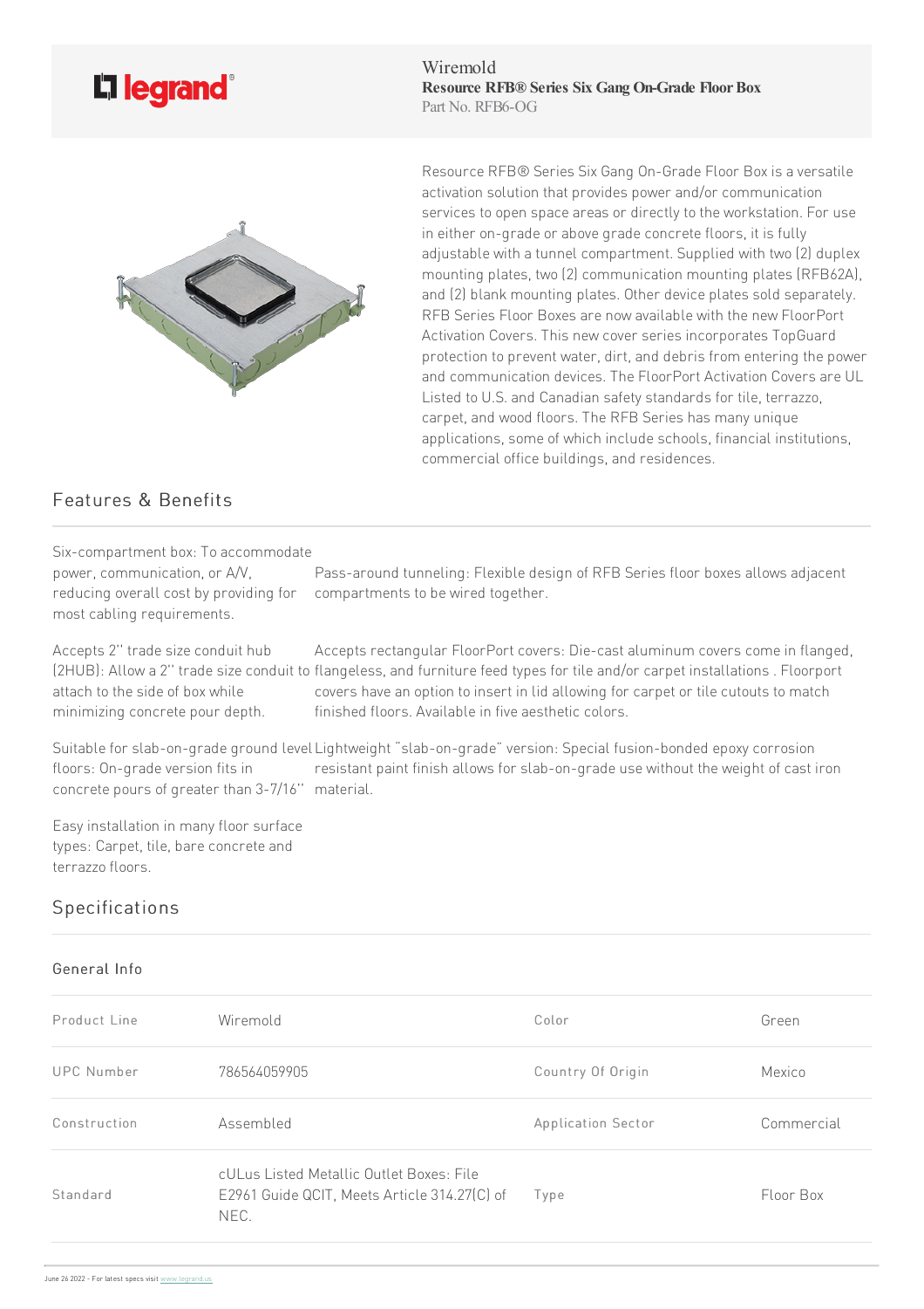Wiremold
**Resource RFB® Series Six Gang On-Grade Floor Box**
Part No. RFB6-OG

Resource RFB® Series Six Gang On-Grade Floor Box is a versatile activation solution that provides power and/or communication services to open space areas or directly to the workstation. For use in either on-grade or above grade concrete floors, it is fully adjustable with a tunnel compartment. Supplied with two (2) duplex mounting plates, two (2) communication mounting plates (RFB62A), and (2) blank mounting plates. Other device plates sold separately. RFB Series Floor Boxes are now available with the new FloorPort Activation Covers. This new cover series incorporates TopGuard protection to prevent water, dirt, and debris from entering the power and communication devices. The FloorPort Activation Covers are UL Listed to U.S. and Canadian safety standards for tile, terrazzo, carpet, and wood floors. The RFB Series has many unique applications, some of which include schools, financial institutions, commercial office buildings, and residences.

## Features & Benefits

Six-compartment box: To accommodate power, communication, or A/V, reducing overall cost by providing for most cabling requirements.

Pass-around tunneling: Flexible design of RFB Series floor boxes allows adjacent compartments to be wired together.

Accepts 2" trade size conduit hub (2HUB): Allow a 2" trade size conduit to attach to the side of box while minimizing concrete pour depth.

Accepts rectangular FloorPort covers: Die-cast aluminum covers come in flanged, flangeless, and furniture feed types for tile and/or carpet installations . Floorport covers have an option to insert in lid allowing for carpet or tile cutouts to match finished floors. Available in five aesthetic colors.

Suitable for slab-on-grade ground level floors: On-grade version fits in concrete pours of greater than 3-7/16"

Lightweight "slab-on-grade" version: Special fusion-bonded epoxy corrosion resistant paint finish allows for slab-on-grade use without the weight of cast iron material.

Easy installation in many floor surface types: Carpet, tile, bare concrete and terrazzo floors.

## Specifications

### General Info

| | | | |
|---|---|---|---|
| Product Line | Wiremold | Color | Green |
| UPC Number | 786564059905 | Country Of Origin | Mexico |
| Construction | Assembled | Application Sector | Commercial |
| Standard | cULus Listed Metallic Outlet Boxes: File E2961 Guide QCIT, Meets Article 314.27(C) of NEC. | Type | Floor Box |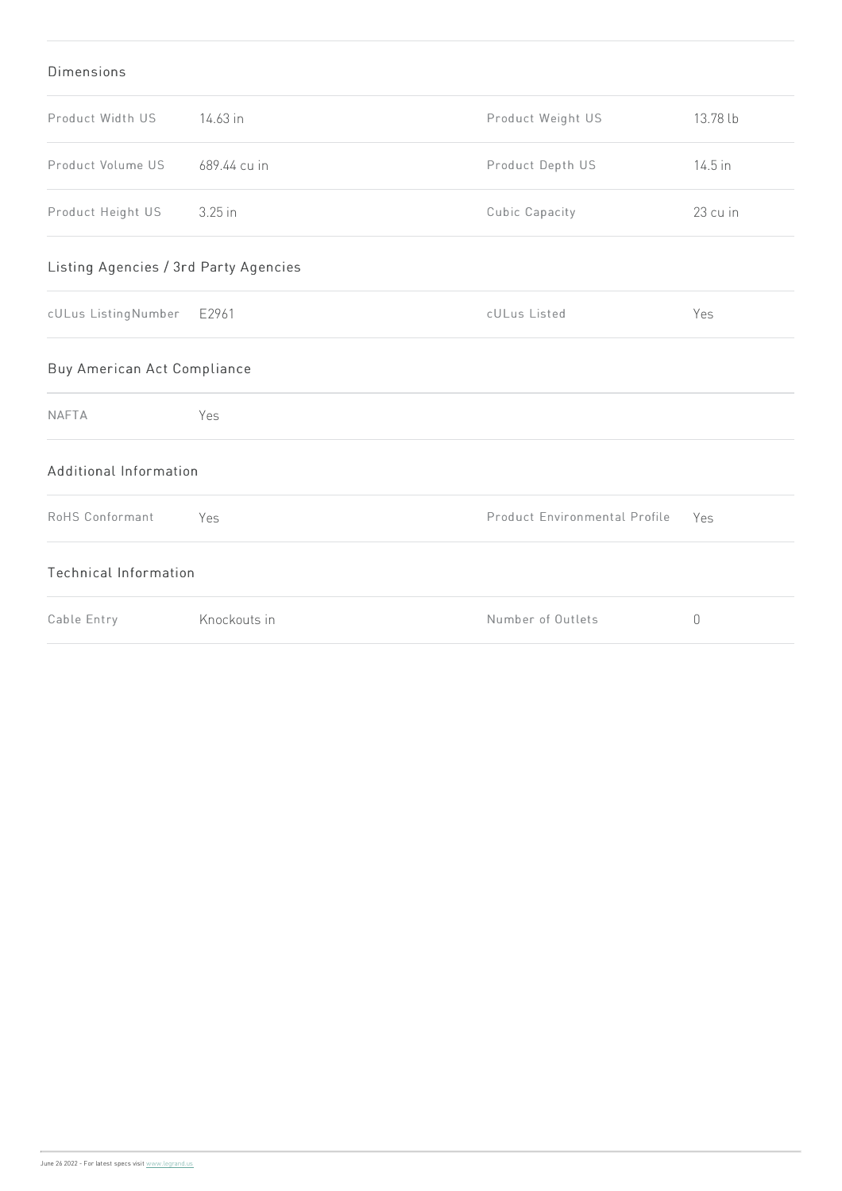## Dimensions

| | | | |
|---|---|---|---|
| Product Width US | 14.63 in | Product Weight US | 13.78 lb |
| Product Volume US | 689.44 cu in | Product Depth US | 14.5 in |
| Product Height US | 3.25 in | Cubic Capacity | 23 cu in |

## Listing Agencies / 3rd Party Agencies

| | | | |
|---|---|---|---|
| cULus ListingNumber | E2961 | cULus Listed | Yes |

## Buy American Act Compliance

| | |
|---|---|
| NAFTA | Yes |

## Additional Information

| | | | |
|---|---|---|---|
| RoHS Conformant | Yes | Product Environmental Profile | Yes |

## Technical Information

| | | | |
|---|---|---|---|
| Cable Entry | Knockouts in | Number of Outlets | 0 |

June 26 2022 - For latest specs visit www.legrand.us